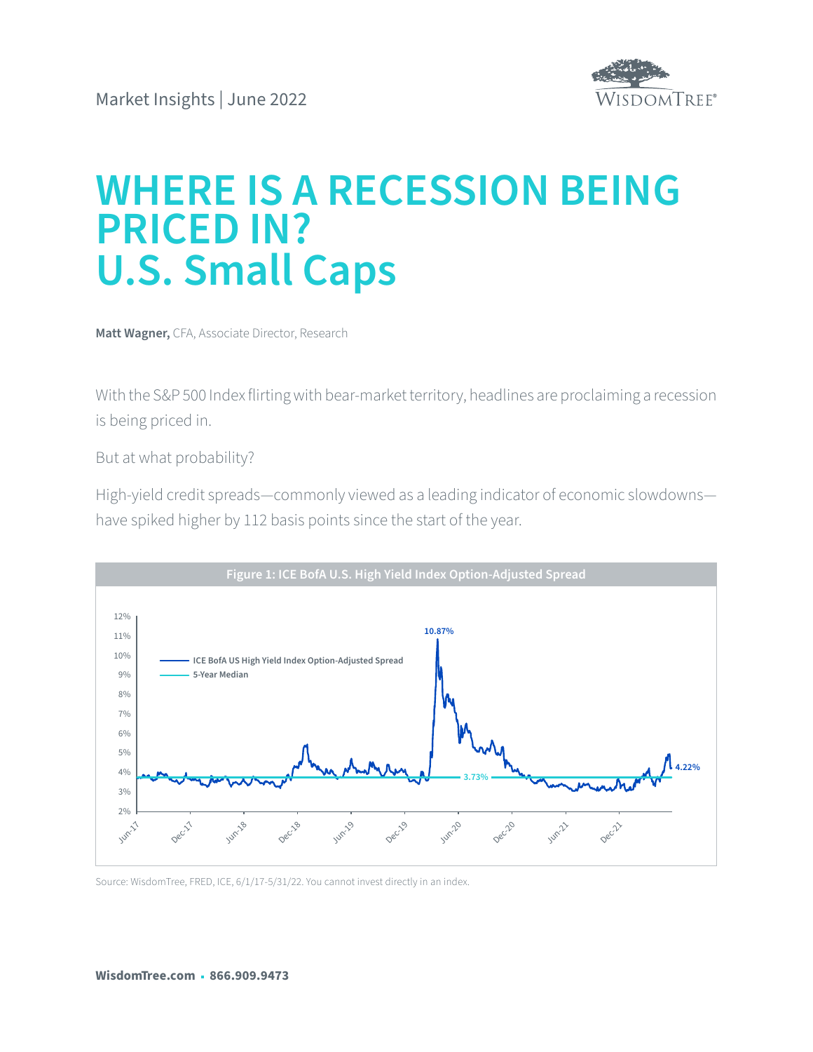Market Insights | June 2022

# WHERE IS A RECESSION BEING PRICED IN? U.S. Small Caps

**Matt Wagner,** CFA, Associate Director, Research

With the S&P 500 Index flirting with bear-market territory, headlines are proclaiming a recession is being priced in.

But at what probability?

High-yield credit spreads—commonly viewed as a leading indicator of economic slowdowns—have spiked higher by 112 basis points since the start of the year.

**Figure 1: ICE BofA U.S. High Yield Index Option-Adjusted Spread**

Source: WisdomTree, FRED, ICE, 6/1/17-5/31/22. You cannot invest directly in an index.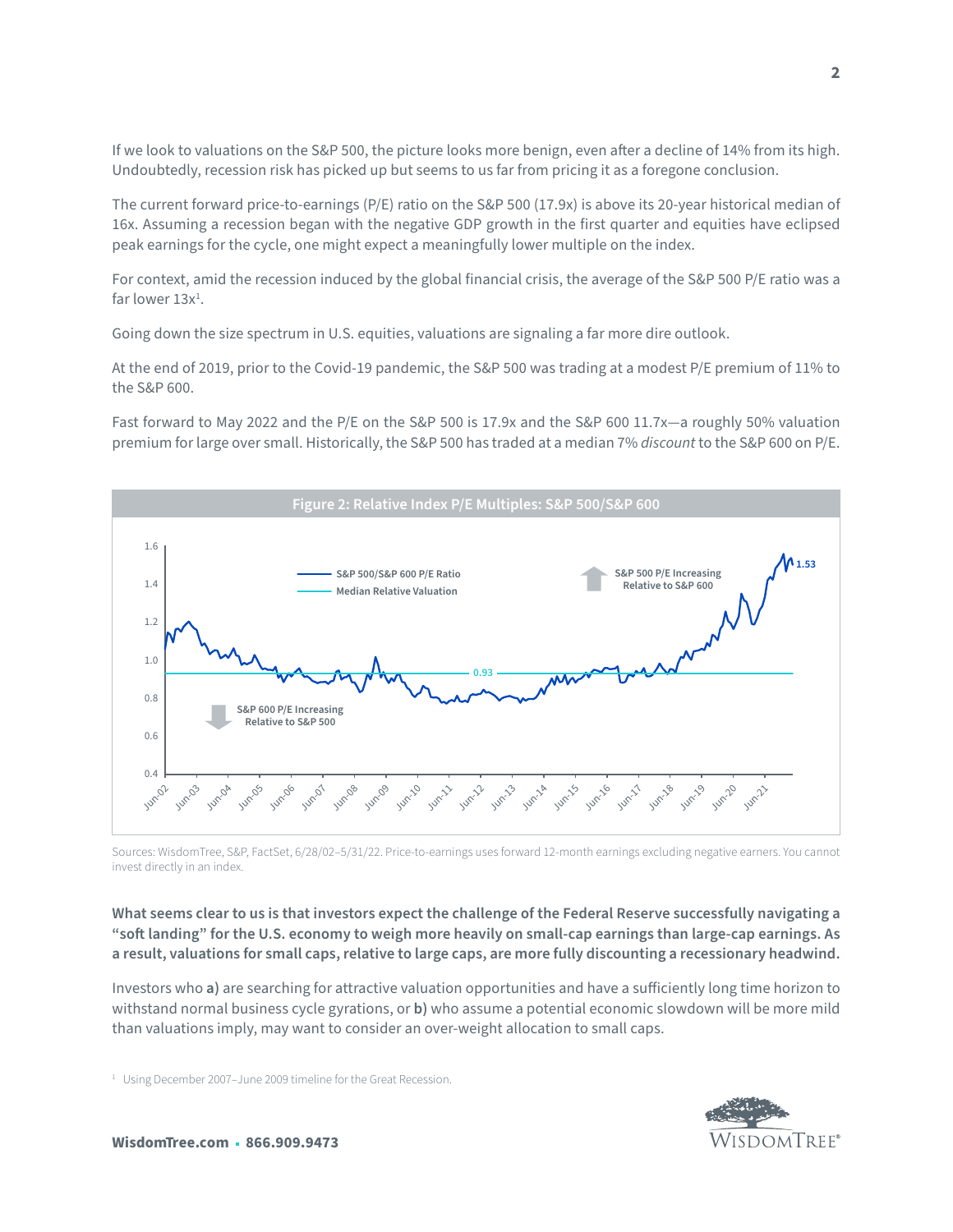If we look to valuations on the S&P 500, the picture looks more benign, even after a decline of 14% from its high. Undoubtedly, recession risk has picked up but seems to us far from pricing it as a foregone conclusion.

The current forward price-to-earnings (P/E) ratio on the S&P 500 (17.9x) is above its 20-year historical median of 16x. Assuming a recession began with the negative GDP growth in the first quarter and equities have eclipsed peak earnings for the cycle, one might expect a meaningfully lower multiple on the index.

For context, amid the recession induced by the global financial crisis, the average of the S&P 500 P/E ratio was a far lower 13x[1].

Going down the size spectrum in U.S. equities, valuations are signaling a far more dire outlook.

At the end of 2019, prior to the Covid-19 pandemic, the S&P 500 was trading at a modest P/E premium of 11% to the S&P 600.

Fast forward to May 2022 and the P/E on the S&P 500 is 17.9x and the S&P 600 11.7x—a roughly 50% valuation premium for large over small. Historically, the S&P 500 has traded at a median 7% *discount* to the S&P 600 on P/E.

**Figure 2: Relative Index P/E Multiples: S&P 500/S&P 600**

Sources: WisdomTree, S&P, FactSet, 6/28/02–5/31/22. Price-to-earnings uses forward 12-month earnings excluding negative earners. You cannot invest directly in an index.

**What seems clear to us is that investors expect the challenge of the Federal Reserve successfully navigating a "soft landing" for the U.S. economy to weigh more heavily on small-cap earnings than large-cap earnings. As a result, valuations for small caps, relative to large caps, are more fully discounting a recessionary headwind.**

Investors who **a)** are searching for attractive valuation opportunities and have a sufficiently long time horizon to withstand normal business cycle gyrations, or **b)** who assume a potential economic slowdown will be more mild than valuations imply, may want to consider an over-weight allocation to small caps.

[1] Using December 2007–June 2009 timeline for the Great Recession.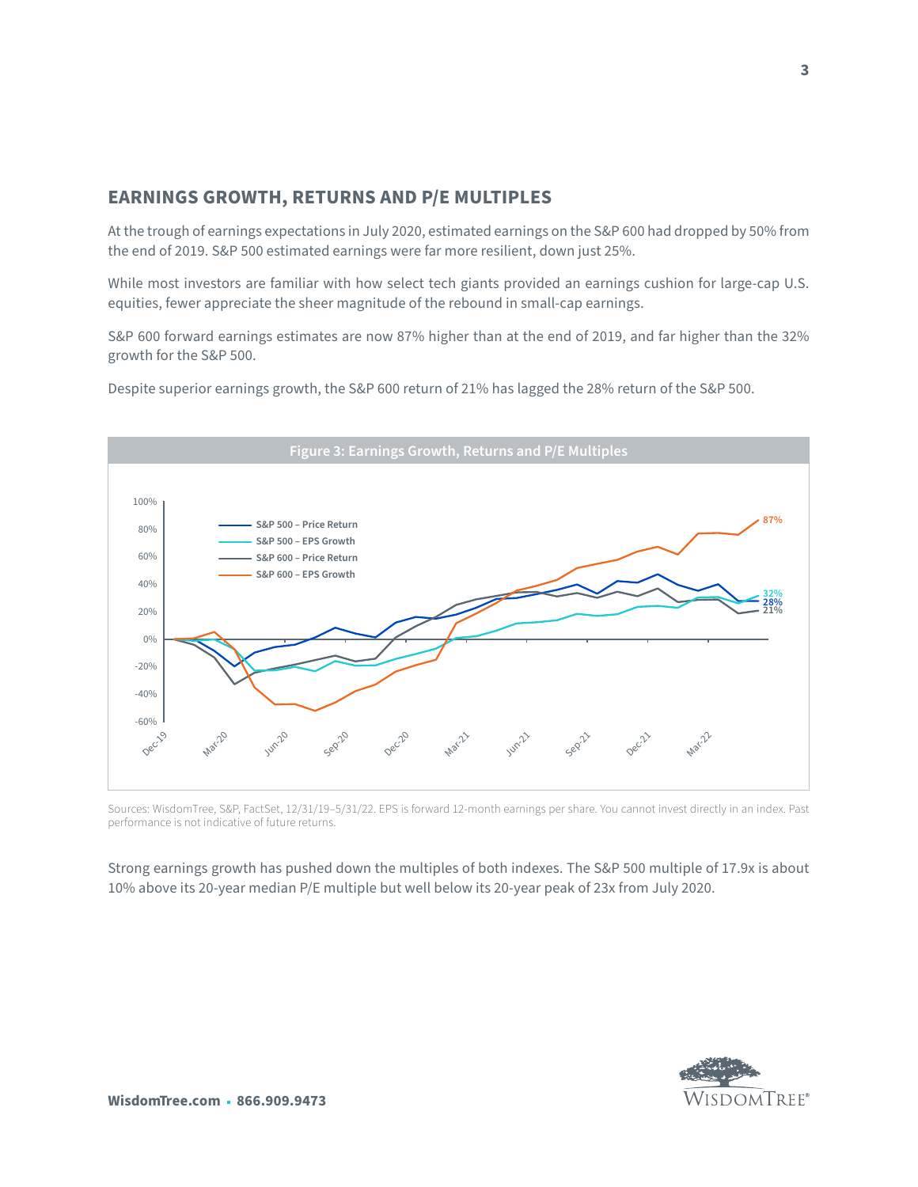## EARNINGS GROWTH, RETURNS AND P/E MULTIPLES

At the trough of earnings expectations in July 2020, estimated earnings on the S&P 600 had dropped by 50% from the end of 2019. S&P 500 estimated earnings were far more resilient, down just 25%.

While most investors are familiar with how select tech giants provided an earnings cushion for large-cap U.S. equities, fewer appreciate the sheer magnitude of the rebound in small-cap earnings.

S&P 600 forward earnings estimates are now 87% higher than at the end of 2019, and far higher than the 32% growth for the S&P 500.

Despite superior earnings growth, the S&P 600 return of 21% has lagged the 28% return of the S&P 500.

**Figure 3: Earnings Growth, Returns and P/E Multiples**

Sources: WisdomTree, S&P, FactSet, 12/31/19–5/31/22. EPS is forward 12-month earnings per share. You cannot invest directly in an index. Past performance is not indicative of future returns.

Strong earnings growth has pushed down the multiples of both indexes. The S&P 500 multiple of 17.9x is about 10% above its 20-year median P/E multiple but well below its 20-year peak of 23x from July 2020.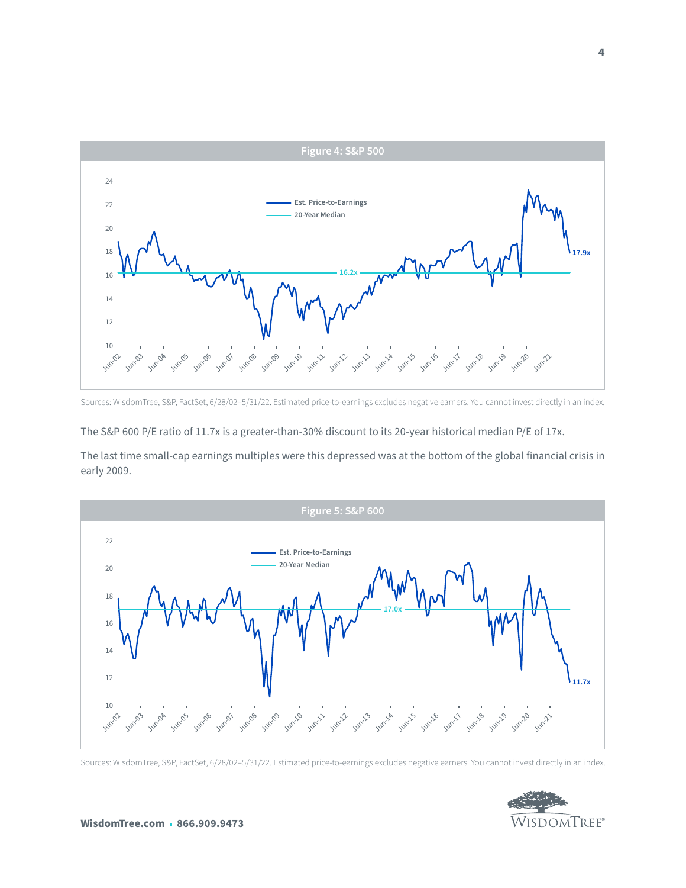**Figure 4: S&P 500**

Sources: WisdomTree, S&P, FactSet, 6/28/02–5/31/22. Estimated price-to-earnings excludes negative earners. You cannot invest directly in an index.

The S&P 600 P/E ratio of 11.7x is a greater-than-30% discount to its 20-year historical median P/E of 17x.

The last time small-cap earnings multiples were this depressed was at the bottom of the global financial crisis in early 2009.

**Figure 5: S&P 600**

Sources: WisdomTree, S&P, FactSet, 6/28/02–5/31/22. Estimated price-to-earnings excludes negative earners. You cannot invest directly in an index.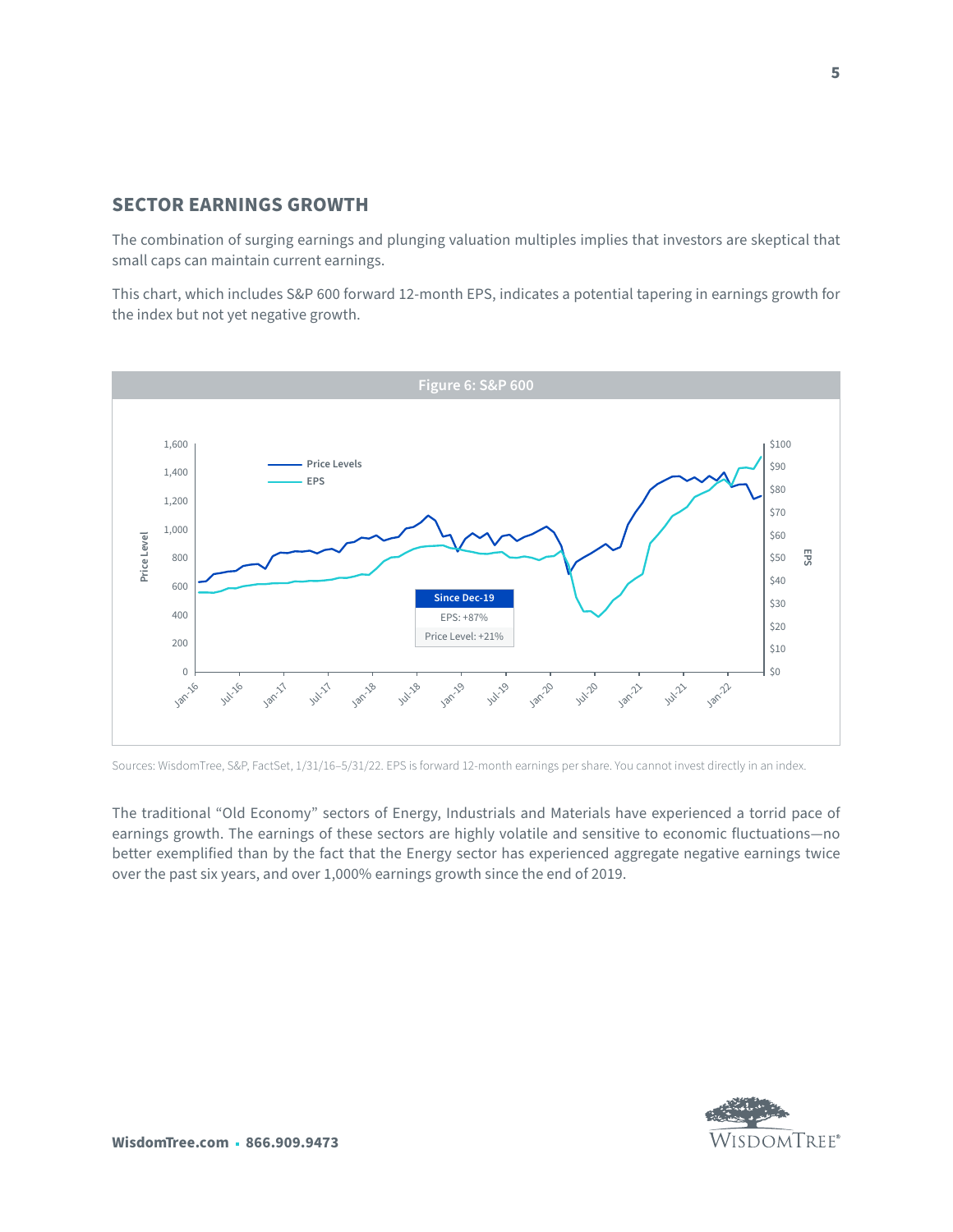## SECTOR EARNINGS GROWTH

The combination of surging earnings and plunging valuation multiples implies that investors are skeptical that small caps can maintain current earnings.

This chart, which includes S&P 600 forward 12-month EPS, indicates a potential tapering in earnings growth for the index but not yet negative growth.

**Figure 6: S&P 600**

| Since Dec-19 | |
|---|---|
| EPS: +87% | |
| Price Level: +21% | |

Sources: WisdomTree, S&P, FactSet, 1/31/16–5/31/22. EPS is forward 12-month earnings per share. You cannot invest directly in an index.

The traditional "Old Economy" sectors of Energy, Industrials and Materials have experienced a torrid pace of earnings growth. The earnings of these sectors are highly volatile and sensitive to economic fluctuations—no better exemplified than by the fact that the Energy sector has experienced aggregate negative earnings twice over the past six years, and over 1,000% earnings growth since the end of 2019.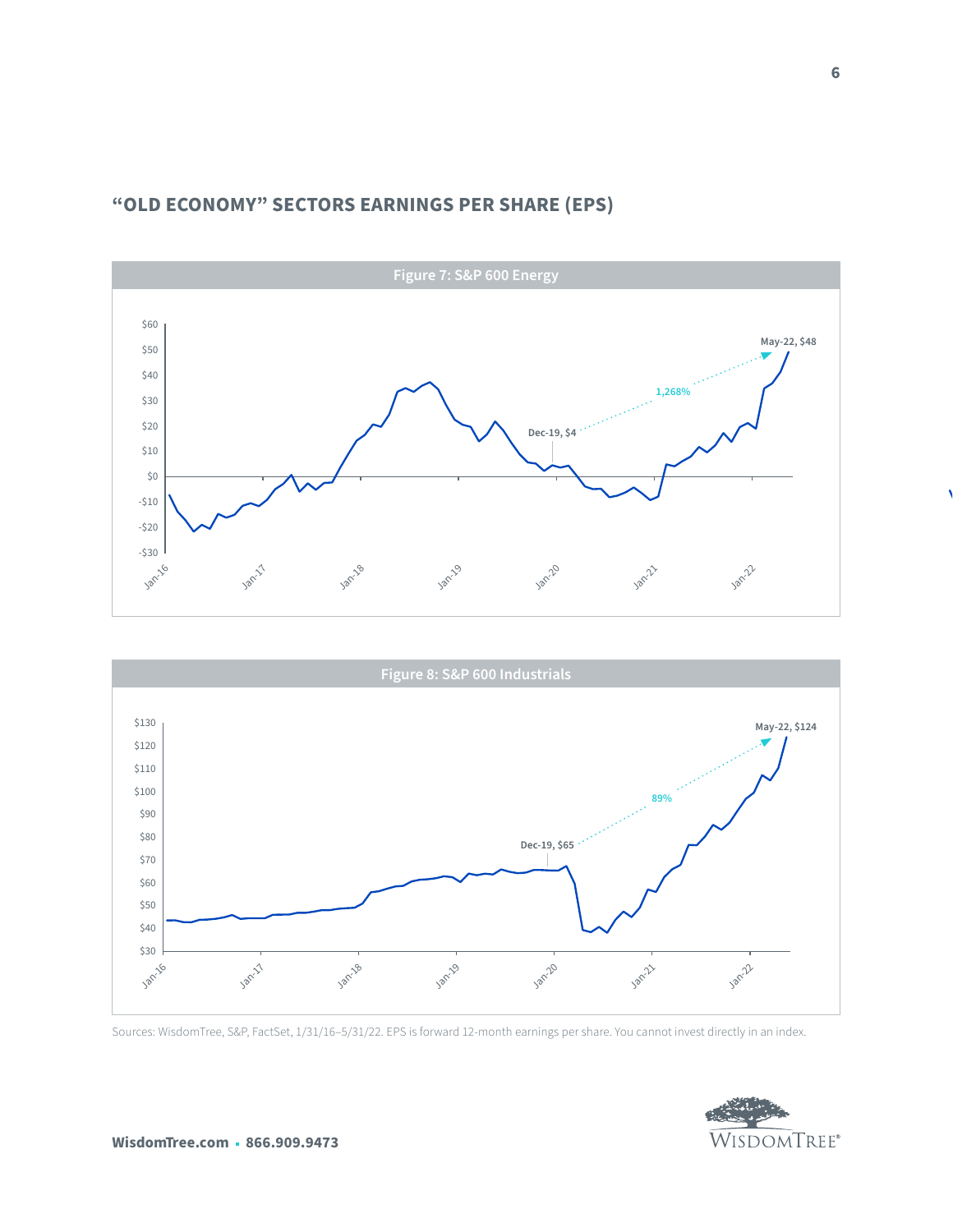## "OLD ECONOMY" SECTORS EARNINGS PER SHARE (EPS)

**Figure 7: S&P 600 Energy**

**Figure 8: S&P 600 Industrials**

Sources: WisdomTree, S&P, FactSet, 1/31/16–5/31/22. EPS is forward 12-month earnings per share. You cannot invest directly in an index.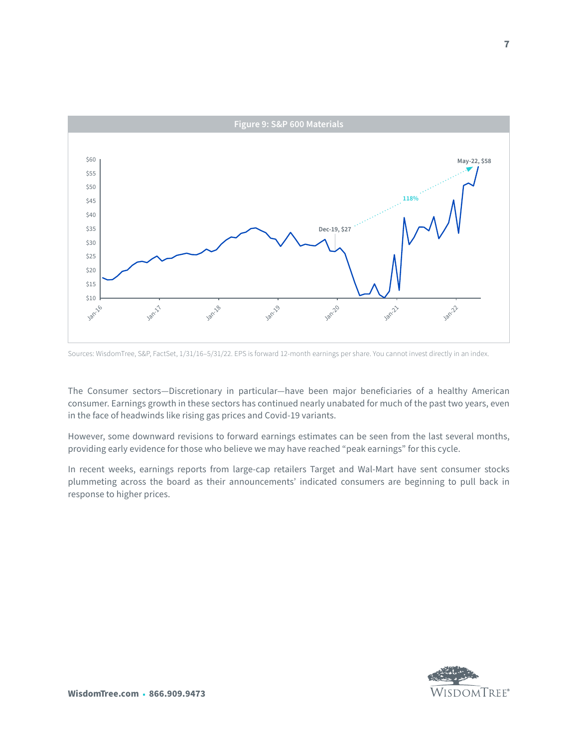**Figure 9: S&P 600 Materials**

Sources: WisdomTree, S&P, FactSet, 1/31/16–5/31/22. EPS is forward 12-month earnings per share. You cannot invest directly in an index.

The Consumer sectors—Discretionary in particular—have been major beneficiaries of a healthy American consumer. Earnings growth in these sectors has continued nearly unabated for much of the past two years, even in the face of headwinds like rising gas prices and Covid-19 variants.

However, some downward revisions to forward earnings estimates can be seen from the last several months, providing early evidence for those who believe we may have reached "peak earnings" for this cycle.

In recent weeks, earnings reports from large-cap retailers Target and Wal-Mart have sent consumer stocks plummeting across the board as their announcements' indicated consumers are beginning to pull back in response to higher prices.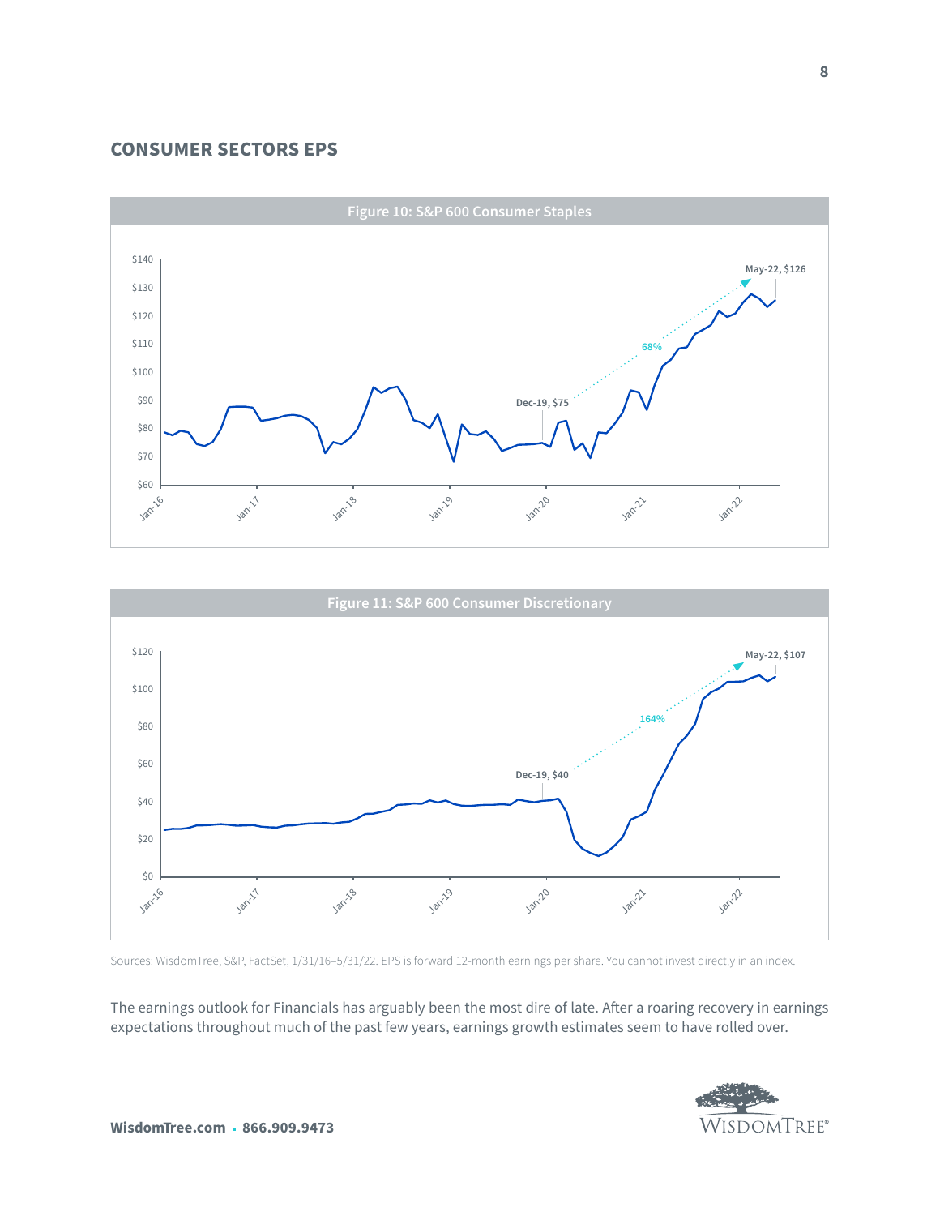## CONSUMER SECTORS EPS

**Figure 10: S&P 600 Consumer Staples**

**Figure 11: S&P 600 Consumer Discretionary**

Sources: WisdomTree, S&P, FactSet, 1/31/16–5/31/22. EPS is forward 12-month earnings per share. You cannot invest directly in an index.

The earnings outlook for Financials has arguably been the most dire of late. After a roaring recovery in earnings expectations throughout much of the past few years, earnings growth estimates seem to have rolled over.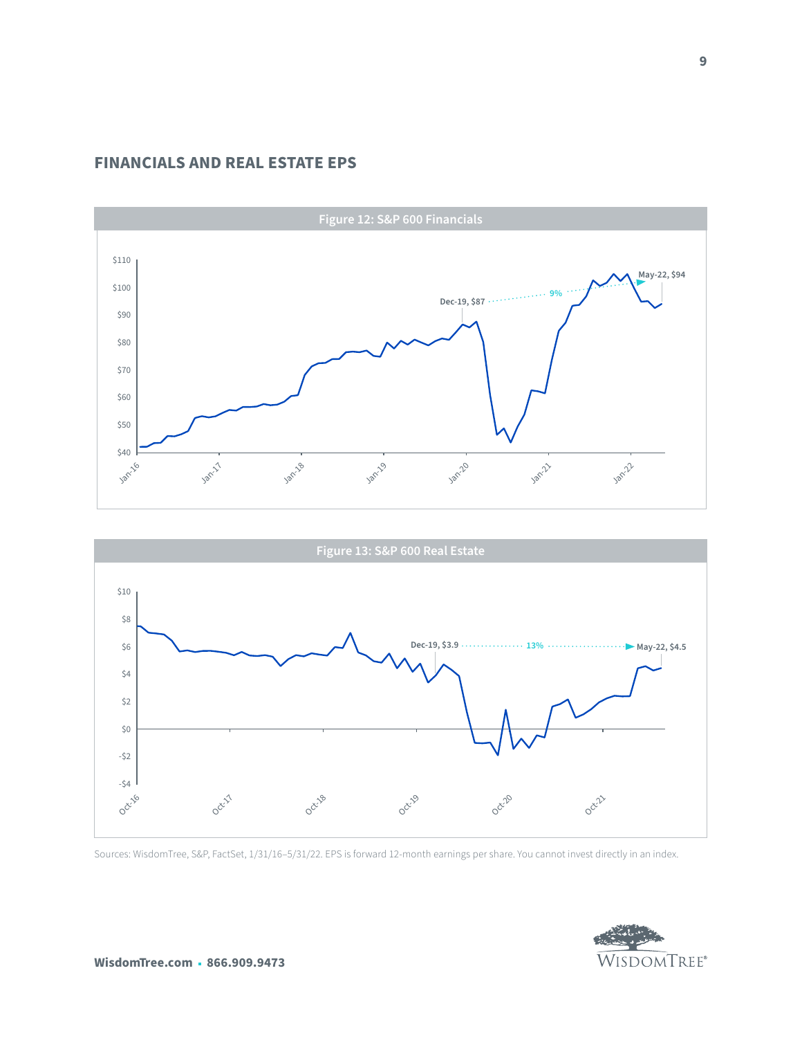## FINANCIALS AND REAL ESTATE EPS

Figure 12: S&P 600 Financials

Dec-19, $87 ··· 9% ··· May-22, $94

Figure 13: S&P 600 Real Estate

Dec-19, $3.9 ··· 13% ··· May-22, $4.5

Sources: WisdomTree, S&P, FactSet, 1/31/16–5/31/22. EPS is forward 12-month earnings per share. You cannot invest directly in an index.

**WisdomTree.com** ▪ **866.909.9473**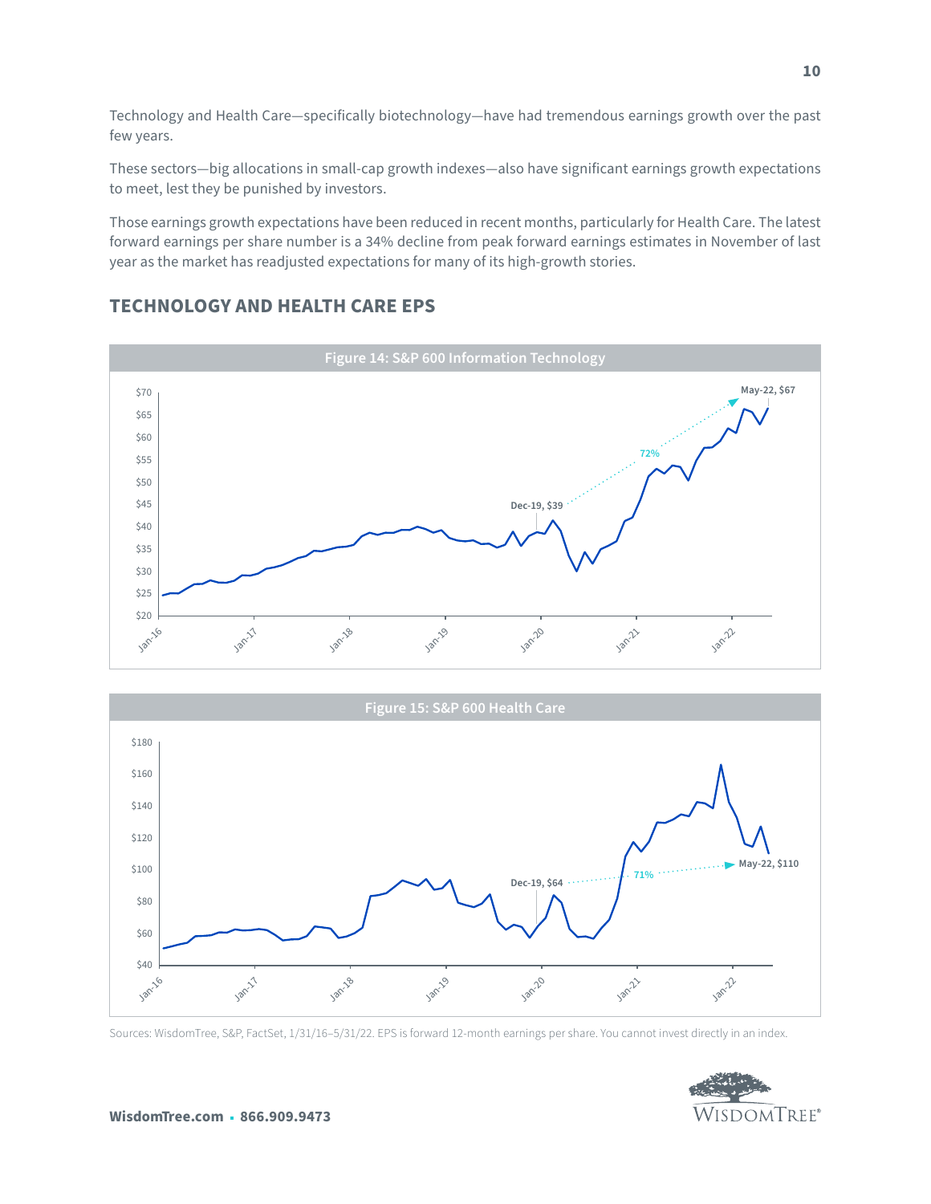Technology and Health Care—specifically biotechnology—have had tremendous earnings growth over the past few years.

These sectors—big allocations in small-cap growth indexes—also have significant earnings growth expectations to meet, lest they be punished by investors.

Those earnings growth expectations have been reduced in recent months, particularly for Health Care. The latest forward earnings per share number is a 34% decline from peak forward earnings estimates in November of last year as the market has readjusted expectations for many of its high-growth stories.

## TECHNOLOGY AND HEALTH CARE EPS

**Figure 14: S&P 600 Information Technology**

**Figure 15: S&P 600 Health Care**

Sources: WisdomTree, S&P, FactSet, 1/31/16–5/31/22. EPS is forward 12-month earnings per share. You cannot invest directly in an index.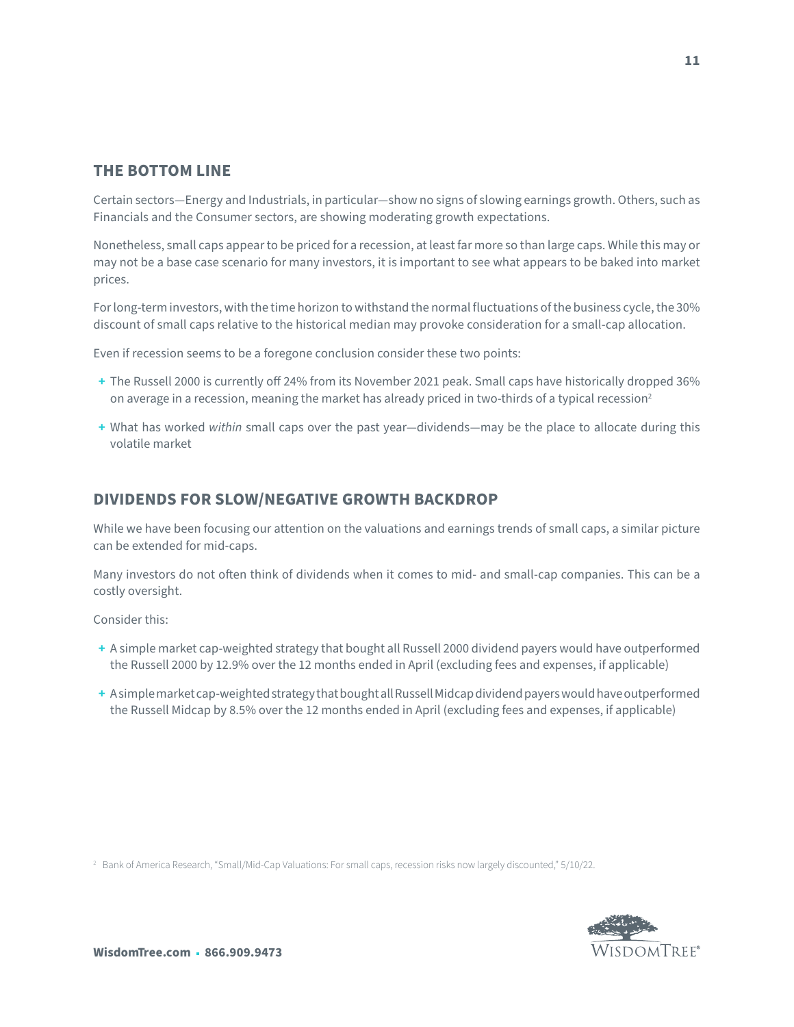## THE BOTTOM LINE

Certain sectors—Energy and Industrials, in particular—show no signs of slowing earnings growth. Others, such as Financials and the Consumer sectors, are showing moderating growth expectations.

Nonetheless, small caps appear to be priced for a recession, at least far more so than large caps. While this may or may not be a base case scenario for many investors, it is important to see what appears to be baked into market prices.

For long-term investors, with the time horizon to withstand the normal fluctuations of the business cycle, the 30% discount of small caps relative to the historical median may provoke consideration for a small-cap allocation.

Even if recession seems to be a foregone conclusion consider these two points:

- The Russell 2000 is currently off 24% from its November 2021 peak. Small caps have historically dropped 36% on average in a recession, meaning the market has already priced in two-thirds of a typical recession[2]
- What has worked *within* small caps over the past year—dividends—may be the place to allocate during this volatile market

## DIVIDENDS FOR SLOW/NEGATIVE GROWTH BACKDROP

While we have been focusing our attention on the valuations and earnings trends of small caps, a similar picture can be extended for mid-caps.

Many investors do not often think of dividends when it comes to mid- and small-cap companies. This can be a costly oversight.

Consider this:

- A simple market cap-weighted strategy that bought all Russell 2000 dividend payers would have outperformed the Russell 2000 by 12.9% over the 12 months ended in April (excluding fees and expenses, if applicable)
- A simple market cap-weighted strategy that bought all Russell Midcap dividend payers would have outperformed the Russell Midcap by 8.5% over the 12 months ended in April (excluding fees and expenses, if applicable)

[2] Bank of America Research, "Small/Mid-Cap Valuations: For small caps, recession risks now largely discounted," 5/10/22.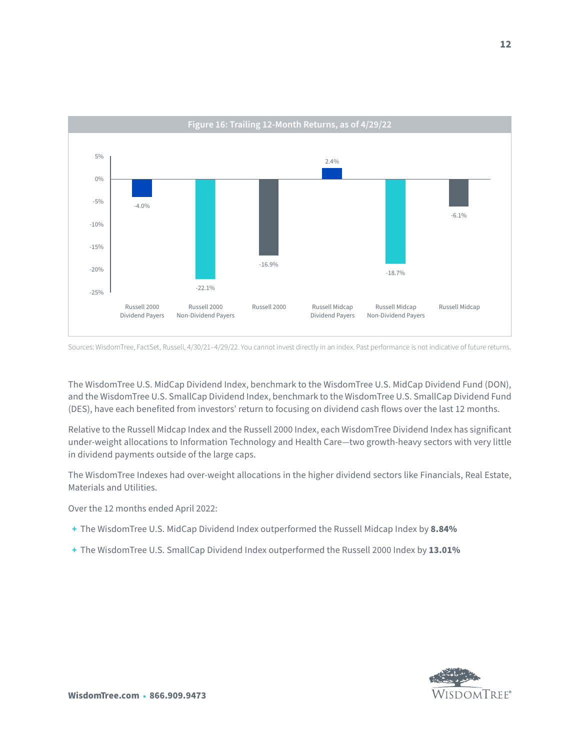**Figure 16: Trailing 12-Month Returns, as of 4/29/22**

| | Return |
|---|---|
| Russell 2000 Dividend Payers | -4.0% |
| Russell 2000 Non-Dividend Payers | -22.1% |
| Russell 2000 | -16.9% |
| Russell Midcap Dividend Payers | 2.4% |
| Russell Midcap Non-Dividend Payers | -18.7% |
| Russell Midcap | -6.1% |

Sources: WisdomTree, FactSet, Russell, 4/30/21–4/29/22. You cannot invest directly in an index. Past performance is not indicative of future returns.

The WisdomTree U.S. MidCap Dividend Index, benchmark to the WisdomTree U.S. MidCap Dividend Fund (DON), and the WisdomTree U.S. SmallCap Dividend Index, benchmark to the WisdomTree U.S. SmallCap Dividend Fund (DES), have each benefited from investors' return to focusing on dividend cash flows over the last 12 months.

Relative to the Russell Midcap Index and the Russell 2000 Index, each WisdomTree Dividend Index has significant under-weight allocations to Information Technology and Health Care—two growth-heavy sectors with very little in dividend payments outside of the large caps.

The WisdomTree Indexes had over-weight allocations in the higher dividend sectors like Financials, Real Estate, Materials and Utilities.

Over the 12 months ended April 2022:

- The WisdomTree U.S. MidCap Dividend Index outperformed the Russell Midcap Index by **8.84%**
- The WisdomTree U.S. SmallCap Dividend Index outperformed the Russell 2000 Index by **13.01%**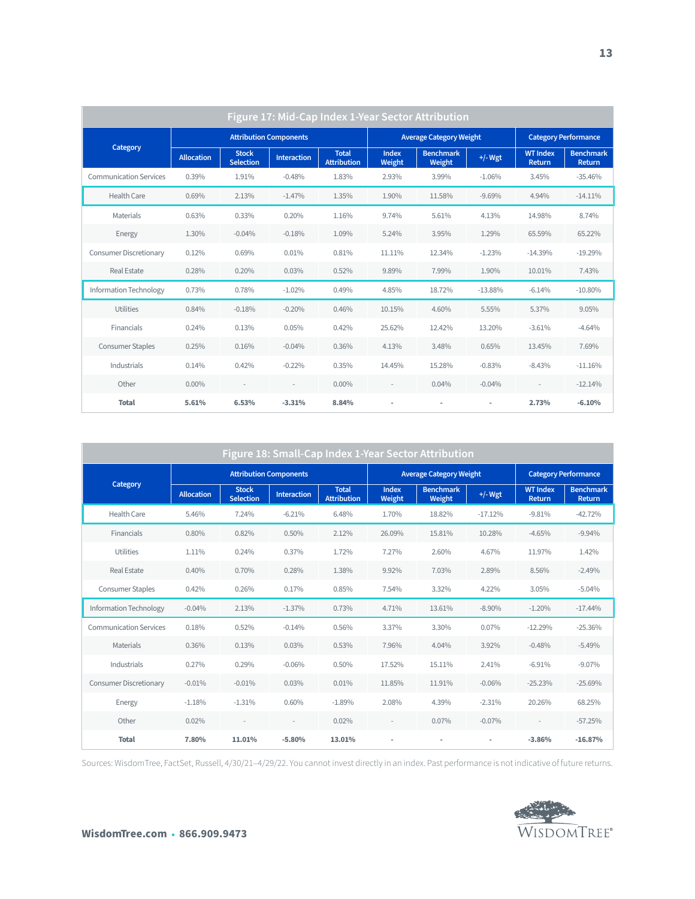### Figure 17: Mid-Cap Index 1-Year Sector Attribution

| Category | Attribution Components | | | | Average Category Weight | | | Category Performance | |
|---|---|---|---|---|---|---|---|---|---|
| | Allocation | Stock Selection | Interaction | Total Attribution | Index Weight | Benchmark Weight | +/- Wgt | WT Index Return | Benchmark Return |
| Communication Services | 0.39% | 1.91% | -0.48% | 1.83% | 2.93% | 3.99% | -1.06% | 3.45% | -35.46% |
| Health Care | 0.69% | 2.13% | -1.47% | 1.35% | 1.90% | 11.58% | -9.69% | 4.94% | -14.11% |
| Materials | 0.63% | 0.33% | 0.20% | 1.16% | 9.74% | 5.61% | 4.13% | 14.98% | 8.74% |
| Energy | 1.30% | -0.04% | -0.18% | 1.09% | 5.24% | 3.95% | 1.29% | 65.59% | 65.22% |
| Consumer Discretionary | 0.12% | 0.69% | 0.01% | 0.81% | 11.11% | 12.34% | -1.23% | -14.39% | -19.29% |
| Real Estate | 0.28% | 0.20% | 0.03% | 0.52% | 9.89% | 7.99% | 1.90% | 10.01% | 7.43% |
| Information Technology | 0.73% | 0.78% | -1.02% | 0.49% | 4.85% | 18.72% | -13.88% | -6.14% | -10.80% |
| Utilities | 0.84% | -0.18% | -0.20% | 0.46% | 10.15% | 4.60% | 5.55% | 5.37% | 9.05% |
| Financials | 0.24% | 0.13% | 0.05% | 0.42% | 25.62% | 12.42% | 13.20% | -3.61% | -4.64% |
| Consumer Staples | 0.25% | 0.16% | -0.04% | 0.36% | 4.13% | 3.48% | 0.65% | 13.45% | 7.69% |
| Industrials | 0.14% | 0.42% | -0.22% | 0.35% | 14.45% | 15.28% | -0.83% | -8.43% | -11.16% |
| Other | 0.00% | - | - | 0.00% | - | 0.04% | -0.04% | - | -12.14% |
| **Total** | **5.61%** | **6.53%** | **-3.31%** | **8.84%** | - | - | - | **2.73%** | **-6.10%** |

### Figure 18: Small-Cap Index 1-Year Sector Attribution

| Category | Attribution Components | | | | Average Category Weight | | | Category Performance | |
|---|---|---|---|---|---|---|---|---|---|
| | Allocation | Stock Selection | Interaction | Total Attribution | Index Weight | Benchmark Weight | +/- Wgt | WT Index Return | Benchmark Return |
| Health Care | 5.46% | 7.24% | -6.21% | 6.48% | 1.70% | 18.82% | -17.12% | -9.81% | -42.72% |
| Financials | 0.80% | 0.82% | 0.50% | 2.12% | 26.09% | 15.81% | 10.28% | -4.65% | -9.94% |
| Utilities | 1.11% | 0.24% | 0.37% | 1.72% | 7.27% | 2.60% | 4.67% | 11.97% | 1.42% |
| Real Estate | 0.40% | 0.70% | 0.28% | 1.38% | 9.92% | 7.03% | 2.89% | 8.56% | -2.49% |
| Consumer Staples | 0.42% | 0.26% | 0.17% | 0.85% | 7.54% | 3.32% | 4.22% | 3.05% | -5.04% |
| Information Technology | -0.04% | 2.13% | -1.37% | 0.73% | 4.71% | 13.61% | -8.90% | -1.20% | -17.44% |
| Communication Services | 0.18% | 0.52% | -0.14% | 0.56% | 3.37% | 3.30% | 0.07% | -12.29% | -25.36% |
| Materials | 0.36% | 0.13% | 0.03% | 0.53% | 7.96% | 4.04% | 3.92% | -0.48% | -5.49% |
| Industrials | 0.27% | 0.29% | -0.06% | 0.50% | 17.52% | 15.11% | 2.41% | -6.91% | -9.07% |
| Consumer Discretionary | -0.01% | -0.01% | 0.03% | 0.01% | 11.85% | 11.91% | -0.06% | -25.23% | -25.69% |
| Energy | -1.18% | -1.31% | 0.60% | -1.89% | 2.08% | 4.39% | -2.31% | 20.26% | 68.25% |
| Other | 0.02% | - | - | 0.02% | - | 0.07% | -0.07% | - | -57.25% |
| **Total** | **7.80%** | **11.01%** | **-5.80%** | **13.01%** | - | - | - | **-3.86%** | **-16.87%** |

Sources: WisdomTree, FactSet, Russell, 4/30/21–4/29/22. You cannot invest directly in an index. Past performance is not indicative of future returns.

**WisdomTree.com • 866.909.9473**

WISDOMTREE®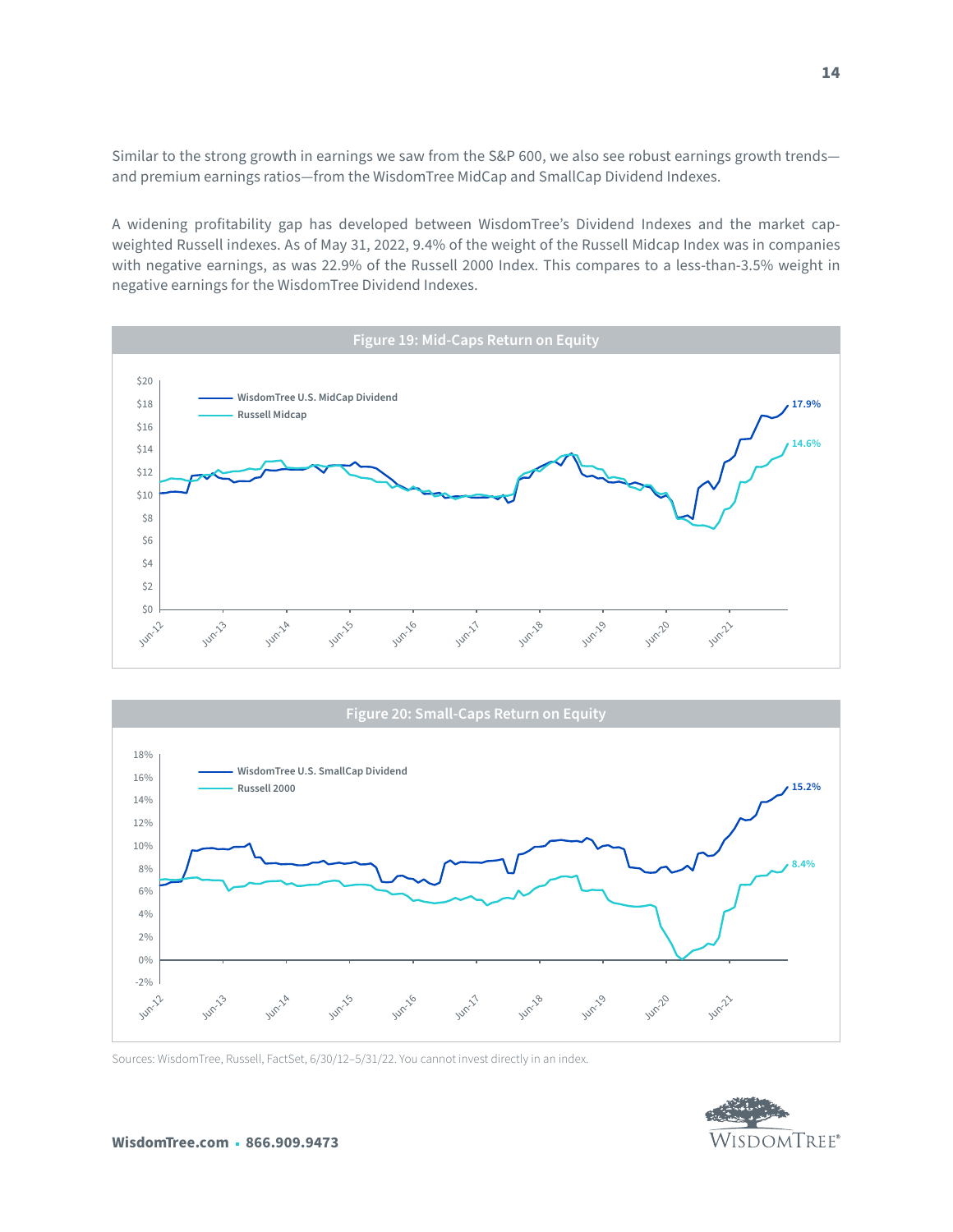Similar to the strong growth in earnings we saw from the S&P 600, we also see robust earnings growth trends—and premium earnings ratios—from the WisdomTree MidCap and SmallCap Dividend Indexes.

A widening profitability gap has developed between WisdomTree's Dividend Indexes and the market cap-weighted Russell indexes. As of May 31, 2022, 9.4% of the weight of the Russell Midcap Index was in companies with negative earnings, as was 22.9% of the Russell 2000 Index. This compares to a less-than-3.5% weight in negative earnings for the WisdomTree Dividend Indexes.

**Figure 19: Mid-Caps Return on Equity**

**Figure 20: Small-Caps Return on Equity**

Sources: WisdomTree, Russell, FactSet, 6/30/12–5/31/22. You cannot invest directly in an index.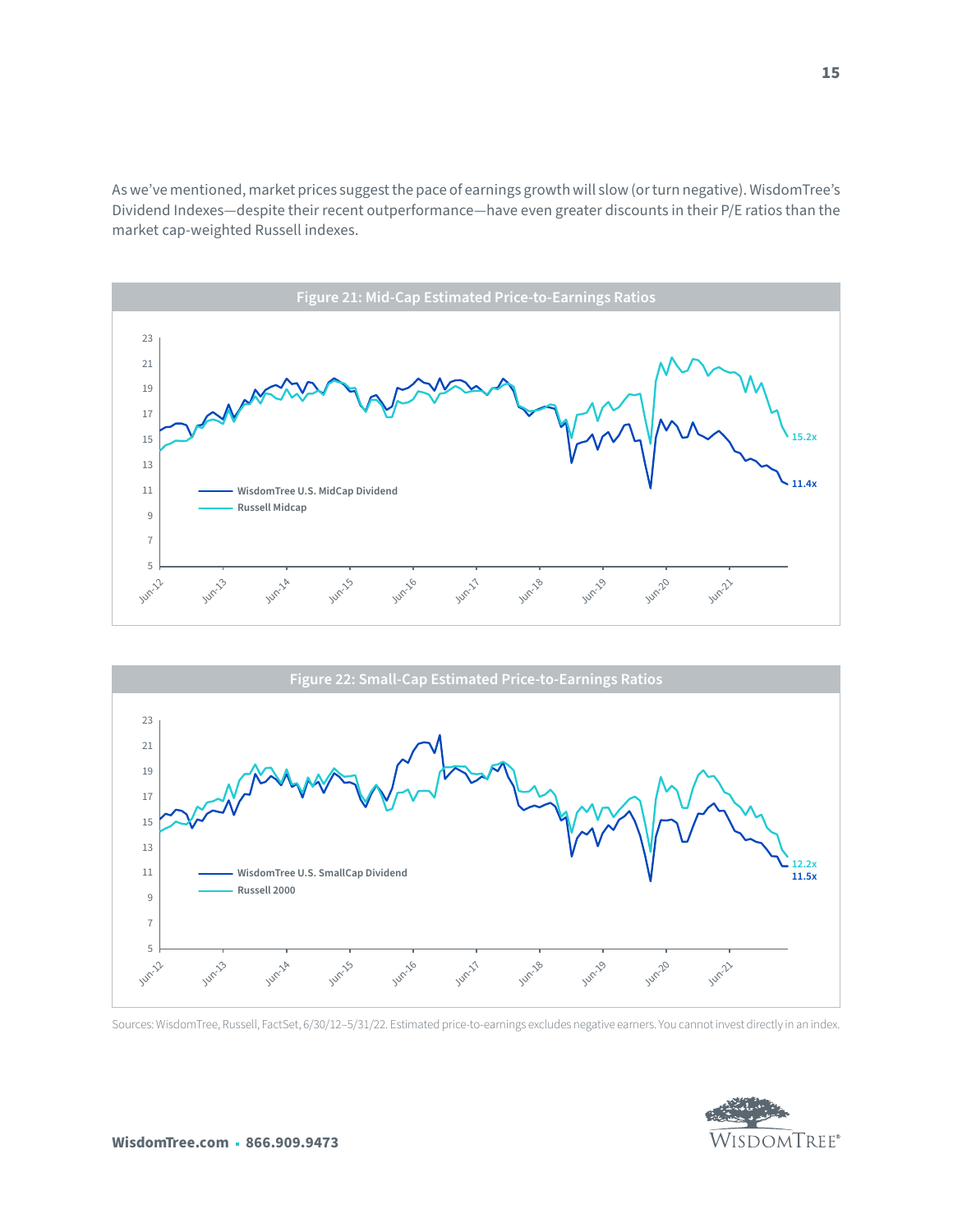As we've mentioned, market prices suggest the pace of earnings growth will slow (or turn negative). WisdomTree's Dividend Indexes—despite their recent outperformance—have even greater discounts in their P/E ratios than the market cap-weighted Russell indexes.

**Figure 21: Mid-Cap Estimated Price-to-Earnings Ratios**

**Figure 22: Small-Cap Estimated Price-to-Earnings Ratios**

Sources: WisdomTree, Russell, FactSet, 6/30/12–5/31/22. Estimated price-to-earnings excludes negative earners. You cannot invest directly in an index.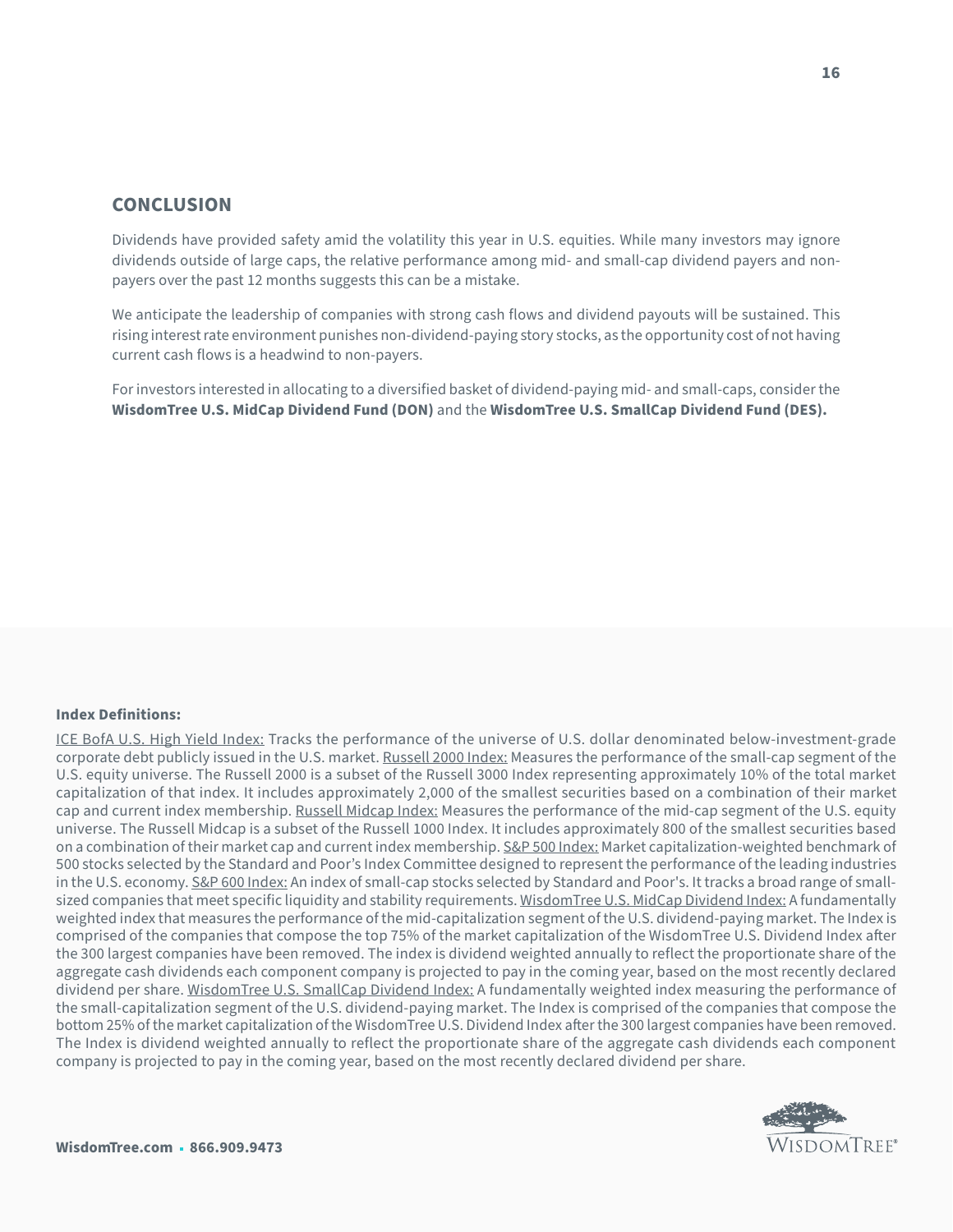## CONCLUSION

Dividends have provided safety amid the volatility this year in U.S. equities. While many investors may ignore dividends outside of large caps, the relative performance among mid- and small-cap dividend payers and non-payers over the past 12 months suggests this can be a mistake.

We anticipate the leadership of companies with strong cash flows and dividend payouts will be sustained. This rising interest rate environment punishes non-dividend-paying story stocks, as the opportunity cost of not having current cash flows is a headwind to non-payers.

For investors interested in allocating to a diversified basket of dividend-paying mid- and small-caps, consider the **WisdomTree U.S. MidCap Dividend Fund (DON)** and the **WisdomTree U.S. SmallCap Dividend Fund (DES).**

**Index Definitions:**

ICE BofA U.S. High Yield Index: Tracks the performance of the universe of U.S. dollar denominated below-investment-grade corporate debt publicly issued in the U.S. market. Russell 2000 Index: Measures the performance of the small-cap segment of the U.S. equity universe. The Russell 2000 is a subset of the Russell 3000 Index representing approximately 10% of the total market capitalization of that index. It includes approximately 2,000 of the smallest securities based on a combination of their market cap and current index membership. Russell Midcap Index: Measures the performance of the mid-cap segment of the U.S. equity universe. The Russell Midcap is a subset of the Russell 1000 Index. It includes approximately 800 of the smallest securities based on a combination of their market cap and current index membership. S&P 500 Index: Market capitalization-weighted benchmark of 500 stocks selected by the Standard and Poor's Index Committee designed to represent the performance of the leading industries in the U.S. economy. S&P 600 Index: An index of small-cap stocks selected by Standard and Poor's. It tracks a broad range of small-sized companies that meet specific liquidity and stability requirements. WisdomTree U.S. MidCap Dividend Index: A fundamentally weighted index that measures the performance of the mid-capitalization segment of the U.S. dividend-paying market. The Index is comprised of the companies that compose the top 75% of the market capitalization of the WisdomTree U.S. Dividend Index after the 300 largest companies have been removed. The index is dividend weighted annually to reflect the proportionate share of the aggregate cash dividends each component company is projected to pay in the coming year, based on the most recently declared dividend per share. WisdomTree U.S. SmallCap Dividend Index: A fundamentally weighted index measuring the performance of the small-capitalization segment of the U.S. dividend-paying market. The Index is comprised of the companies that compose the bottom 25% of the market capitalization of the WisdomTree U.S. Dividend Index after the 300 largest companies have been removed. The Index is dividend weighted annually to reflect the proportionate share of the aggregate cash dividends each component company is projected to pay in the coming year, based on the most recently declared dividend per share.

**WisdomTree.com** ▪ **866.909.9473**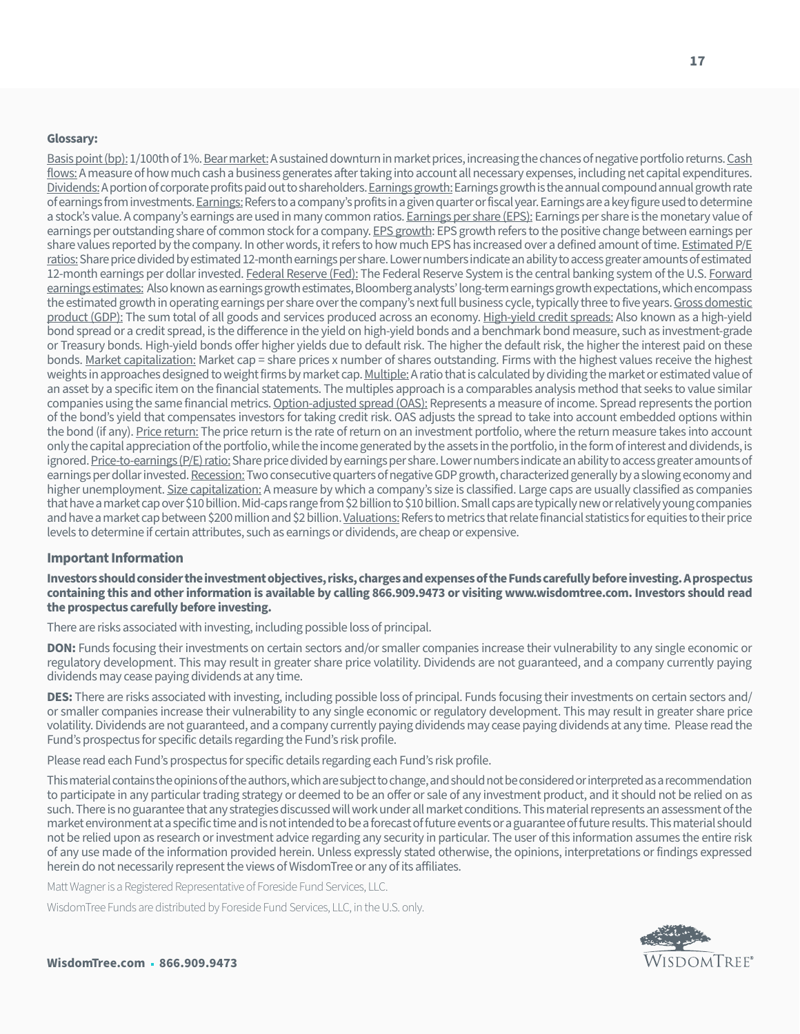**Glossary:**

Basis point (bp): 1/100th of 1%. Bear market: A sustained downturn in market prices, increasing the chances of negative portfolio returns. Cash flows: A measure of how much cash a business generates after taking into account all necessary expenses, including net capital expenditures. Dividends: A portion of corporate profits paid out to shareholders. Earnings growth: Earnings growth is the annual compound annual growth rate of earnings from investments. Earnings: Refers to a company's profits in a given quarter or fiscal year. Earnings are a key figure used to determine a stock's value. A company's earnings are used in many common ratios. Earnings per share (EPS): Earnings per share is the monetary value of earnings per outstanding share of common stock for a company. EPS growth: EPS growth refers to the positive change between earnings per share values reported by the company. In other words, it refers to how much EPS has increased over a defined amount of time. Estimated P/E ratios: Share price divided by estimated 12-month earnings per share. Lower numbers indicate an ability to access greater amounts of estimated 12-month earnings per dollar invested. Federal Reserve (Fed): The Federal Reserve System is the central banking system of the U.S. Forward earnings estimates: Also known as earnings growth estimates, Bloomberg analysts' long-term earnings growth expectations, which encompass the estimated growth in operating earnings per share over the company's next full business cycle, typically three to five years. Gross domestic product (GDP): The sum total of all goods and services produced across an economy. High-yield credit spreads: Also known as a high-yield bond spread or a credit spread, is the difference in the yield on high-yield bonds and a benchmark bond measure, such as investment-grade or Treasury bonds. High-yield bonds offer higher yields due to default risk. The higher the default risk, the higher the interest paid on these bonds. Market capitalization: Market cap = share prices x number of shares outstanding. Firms with the highest values receive the highest weights in approaches designed to weight firms by market cap. Multiple: A ratio that is calculated by dividing the market or estimated value of an asset by a specific item on the financial statements. The multiples approach is a comparables analysis method that seeks to value similar companies using the same financial metrics. Option-adjusted spread (OAS): Represents a measure of income. Spread represents the portion of the bond's yield that compensates investors for taking credit risk. OAS adjusts the spread to take into account embedded options within the bond (if any). Price return: The price return is the rate of return on an investment portfolio, where the return measure takes into account only the capital appreciation of the portfolio, while the income generated by the assets in the portfolio, in the form of interest and dividends, is ignored. Price-to-earnings (P/E) ratio: Share price divided by earnings per share. Lower numbers indicate an ability to access greater amounts of earnings per dollar invested. Recession: Two consecutive quarters of negative GDP growth, characterized generally by a slowing economy and higher unemployment. Size capitalization: A measure by which a company's size is classified. Large caps are usually classified as companies that have a market cap over $10 billion. Mid-caps range from $2 billion to $10 billion. Small caps are typically new or relatively young companies and have a market cap between $200 million and $2 billion. Valuations: Refers to metrics that relate financial statistics for equities to their price levels to determine if certain attributes, such as earnings or dividends, are cheap or expensive.

## Important Information

**Investors should consider the investment objectives, risks, charges and expenses of the Funds carefully before investing. A prospectus containing this and other information is available by calling 866.909.9473 or visiting www.wisdomtree.com. Investors should read the prospectus carefully before investing.**

There are risks associated with investing, including possible loss of principal.

**DON:** Funds focusing their investments on certain sectors and/or smaller companies increase their vulnerability to any single economic or regulatory development. This may result in greater share price volatility. Dividends are not guaranteed, and a company currently paying dividends may cease paying dividends at any time.

**DES:** There are risks associated with investing, including possible loss of principal. Funds focusing their investments on certain sectors and/or smaller companies increase their vulnerability to any single economic or regulatory development. This may result in greater share price volatility. Dividends are not guaranteed, and a company currently paying dividends may cease paying dividends at any time. Please read the Fund's prospectus for specific details regarding the Fund's risk profile.

Please read each Fund's prospectus for specific details regarding each Fund's risk profile.

This material contains the opinions of the authors, which are subject to change, and should not be considered or interpreted as a recommendation to participate in any particular trading strategy or deemed to be an offer or sale of any investment product, and it should not be relied on as such. There is no guarantee that any strategies discussed will work under all market conditions. This material represents an assessment of the market environment at a specific time and is not intended to be a forecast of future events or a guarantee of future results. This material should not be relied upon as research or investment advice regarding any security in particular. The user of this information assumes the entire risk of any use made of the information provided herein. Unless expressly stated otherwise, the opinions, interpretations or findings expressed herein do not necessarily represent the views of WisdomTree or any of its affiliates.

Matt Wagner is a Registered Representative of Foreside Fund Services, LLC.

WisdomTree Funds are distributed by Foreside Fund Services, LLC, in the U.S. only.

**WisdomTree.com** ▪ **866.909.9473**

WISDOMTREE®